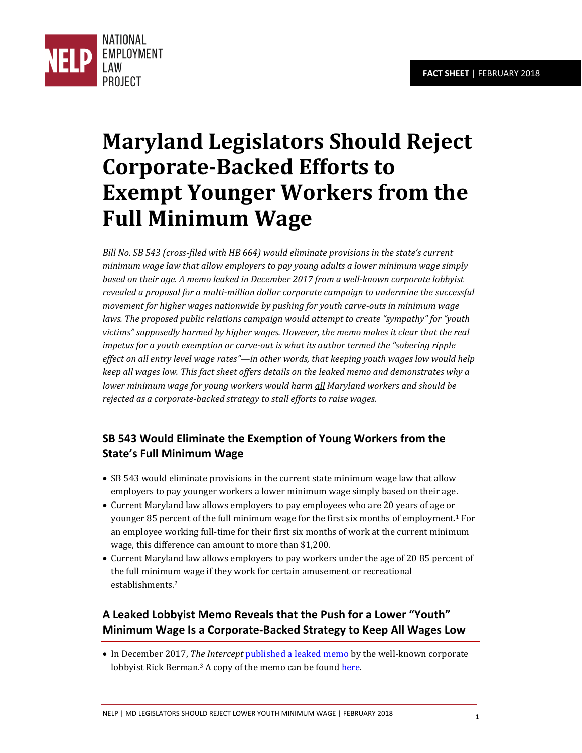NATIONAL EMPLOYMENT LAW PROJECT

**FACT SHEET** | FEBRUARY 2018

# Maryland Legislators Should Reject Corporate-Backed Efforts to Exempt Younger Workers from the Full Minimum Wage

*Bill No. SB 543 (cross-filed with HB 664) would eliminate provisions in the state's current minimum wage law that allow employers to pay young adults a lower minimum wage simply based on their age. A memo leaked in December 2017 from a well-known corporate lobbyist revealed a proposal for a multi-million dollar corporate campaign to undermine the successful movement for higher wages nationwide by pushing for youth carve-outs in minimum wage laws. The proposed public relations campaign would attempt to create "sympathy" for "youth victims" supposedly harmed by higher wages. However, the memo makes it clear that the real impetus for a youth exemption or carve-out is what its author termed the "sobering ripple effect on all entry level wage rates"—in other words, that keeping youth wages low would help keep all wages low. This fact sheet offers details on the leaked memo and demonstrates why a lower minimum wage for young workers would harm <u>all</u> Maryland workers and should be rejected as a corporate-backed strategy to stall efforts to raise wages.*

## SB 543 Would Eliminate the Exemption of Young Workers from the State's Full Minimum Wage

- SB 543 would eliminate provisions in the current state minimum wage law that allow employers to pay younger workers a lower minimum wage simply based on their age.
- Current Maryland law allows employers to pay employees who are 20 years of age or younger 85 percent of the full minimum wage for the first six months of employment.[1] For an employee working full-time for their first six months of work at the current minimum wage, this difference can amount to more than $1,200.
- Current Maryland law allows employers to pay workers under the age of 20 85 percent of the full minimum wage if they work for certain amusement or recreational establishments.[2]

## A Leaked Lobbyist Memo Reveals that the Push for a Lower "Youth" Minimum Wage Is a Corporate-Backed Strategy to Keep All Wages Low

- In December 2017, *The Intercept* published a leaked memo by the well-known corporate lobbyist Rick Berman.[3] A copy of the memo can be found here.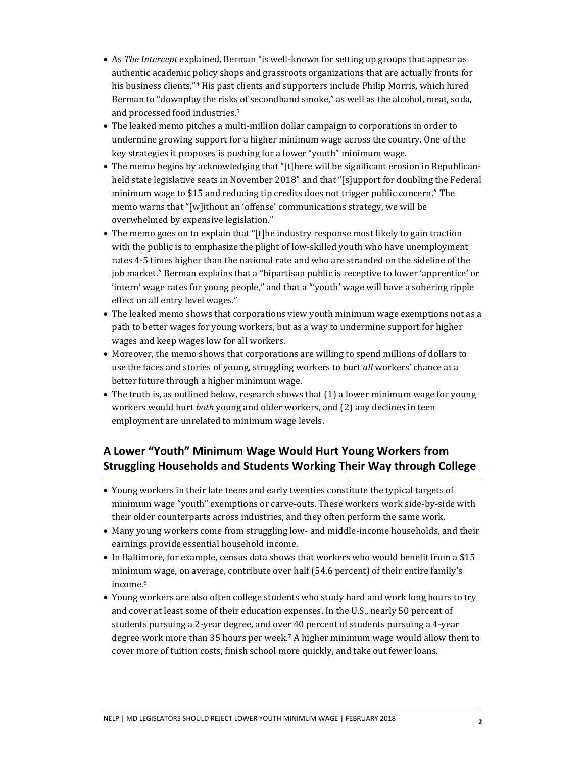- As *The Intercept* explained, Berman "is well-known for setting up groups that appear as authentic academic policy shops and grassroots organizations that are actually fronts for his business clients."[4] His past clients and supporters include Philip Morris, which hired Berman to "downplay the risks of secondhand smoke," as well as the alcohol, meat, soda, and processed food industries.[5]
- The leaked memo pitches a multi-million dollar campaign to corporations in order to undermine growing support for a higher minimum wage across the country. One of the key strategies it proposes is pushing for a lower "youth" minimum wage.
- The memo begins by acknowledging that "[t]here will be significant erosion in Republican-held state legislative seats in November 2018" and that "[s]upport for doubling the Federal minimum wage to $15 and reducing tip credits does not trigger public concern." The memo warns that "[w]ithout an 'offense' communications strategy, we will be overwhelmed by expensive legislation."
- The memo goes on to explain that "[t]he industry response most likely to gain traction with the public is to emphasize the plight of low-skilled youth who have unemployment rates 4-5 times higher than the national rate and who are stranded on the sideline of the job market." Berman explains that a "bipartisan public is receptive to lower 'apprentice' or 'intern' wage rates for young people," and that a "'youth' wage will have a sobering ripple effect on all entry level wages."
- The leaked memo shows that corporations view youth minimum wage exemptions not as a path to better wages for young workers, but as a way to undermine support for higher wages and keep wages low for all workers.
- Moreover, the memo shows that corporations are willing to spend millions of dollars to use the faces and stories of young, struggling workers to hurt *all* workers' chance at a better future through a higher minimum wage.
- The truth is, as outlined below, research shows that (1) a lower minimum wage for young workers would hurt *both* young and older workers, and (2) any declines in teen employment are unrelated to minimum wage levels.

## A Lower "Youth" Minimum Wage Would Hurt Young Workers from Struggling Households and Students Working Their Way through College

- Young workers in their late teens and early twenties constitute the typical targets of minimum wage "youth" exemptions or carve-outs. These workers work side-by-side with their older counterparts across industries, and they often perform the same work.
- Many young workers come from struggling low- and middle-income households, and their earnings provide essential household income.
- In Baltimore, for example, census data shows that workers who would benefit from a $15 minimum wage, on average, contribute over half (54.6 percent) of their entire family's income.[6]
- Young workers are also often college students who study hard and work long hours to try and cover at least some of their education expenses. In the U.S., nearly 50 percent of students pursuing a 2-year degree, and over 40 percent of students pursuing a 4-year degree work more than 35 hours per week.[7] A higher minimum wage would allow them to cover more of tuition costs, finish school more quickly, and take out fewer loans.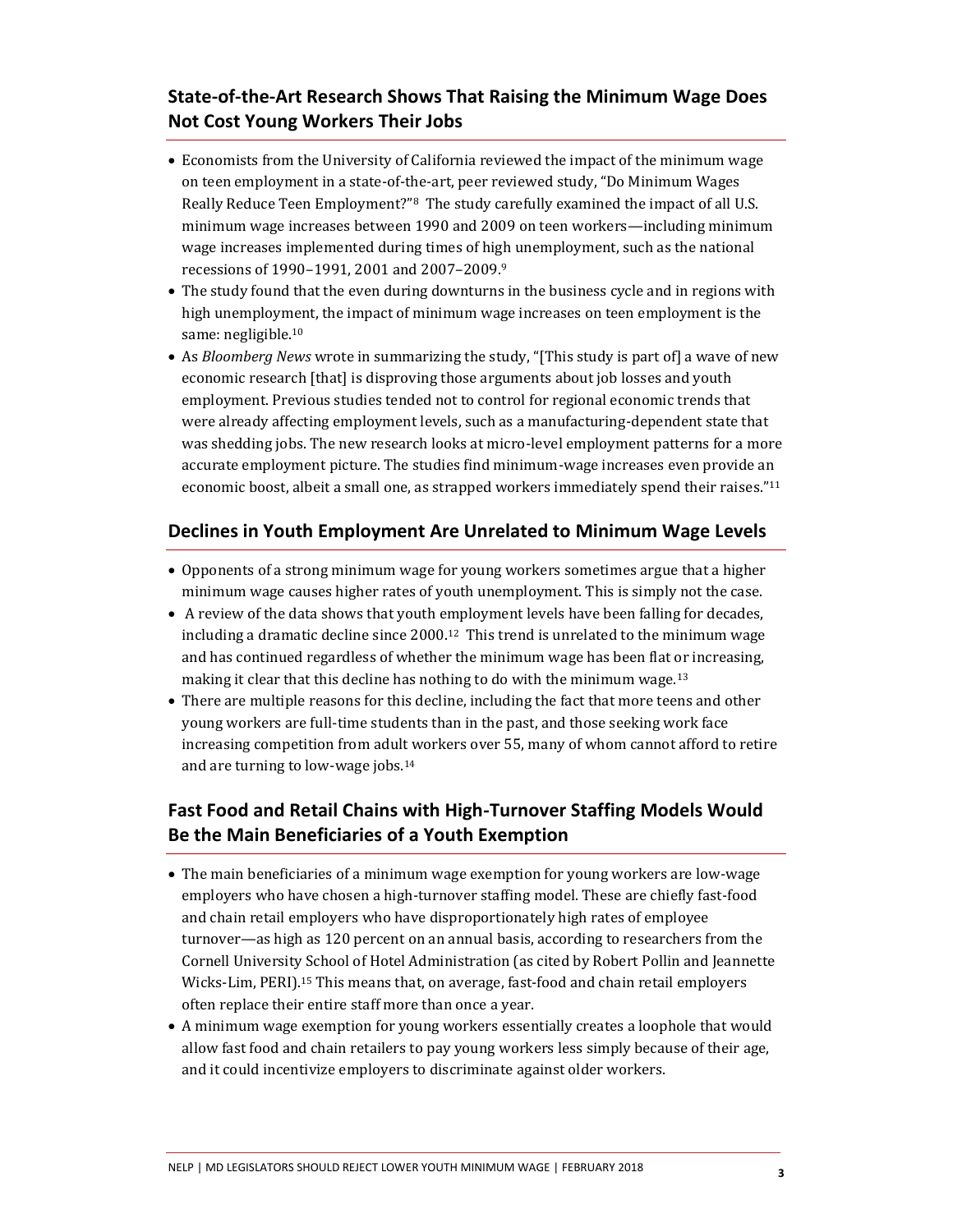## State-of-the-Art Research Shows That Raising the Minimum Wage Does Not Cost Young Workers Their Jobs

- Economists from the University of California reviewed the impact of the minimum wage on teen employment in a state-of-the-art, peer reviewed study, "Do Minimum Wages Really Reduce Teen Employment?"[8] The study carefully examined the impact of all U.S. minimum wage increases between 1990 and 2009 on teen workers—including minimum wage increases implemented during times of high unemployment, such as the national recessions of 1990–1991, 2001 and 2007–2009.[9]
- The study found that the even during downturns in the business cycle and in regions with high unemployment, the impact of minimum wage increases on teen employment is the same: negligible.[10]
- As *Bloomberg News* wrote in summarizing the study, "[This study is part of] a wave of new economic research [that] is disproving those arguments about job losses and youth employment. Previous studies tended not to control for regional economic trends that were already affecting employment levels, such as a manufacturing-dependent state that was shedding jobs. The new research looks at micro-level employment patterns for a more accurate employment picture. The studies find minimum-wage increases even provide an economic boost, albeit a small one, as strapped workers immediately spend their raises."[11]

## Declines in Youth Employment Are Unrelated to Minimum Wage Levels

- Opponents of a strong minimum wage for young workers sometimes argue that a higher minimum wage causes higher rates of youth unemployment. This is simply not the case.
- A review of the data shows that youth employment levels have been falling for decades, including a dramatic decline since 2000.[12] This trend is unrelated to the minimum wage and has continued regardless of whether the minimum wage has been flat or increasing, making it clear that this decline has nothing to do with the minimum wage.[13]
- There are multiple reasons for this decline, including the fact that more teens and other young workers are full-time students than in the past, and those seeking work face increasing competition from adult workers over 55, many of whom cannot afford to retire and are turning to low-wage jobs.[14]

## Fast Food and Retail Chains with High-Turnover Staffing Models Would Be the Main Beneficiaries of a Youth Exemption

- The main beneficiaries of a minimum wage exemption for young workers are low-wage employers who have chosen a high-turnover staffing model. These are chiefly fast-food and chain retail employers who have disproportionately high rates of employee turnover—as high as 120 percent on an annual basis, according to researchers from the Cornell University School of Hotel Administration (as cited by Robert Pollin and Jeannette Wicks-Lim, PERI).[15] This means that, on average, fast-food and chain retail employers often replace their entire staff more than once a year.
- A minimum wage exemption for young workers essentially creates a loophole that would allow fast food and chain retailers to pay young workers less simply because of their age, and it could incentivize employers to discriminate against older workers.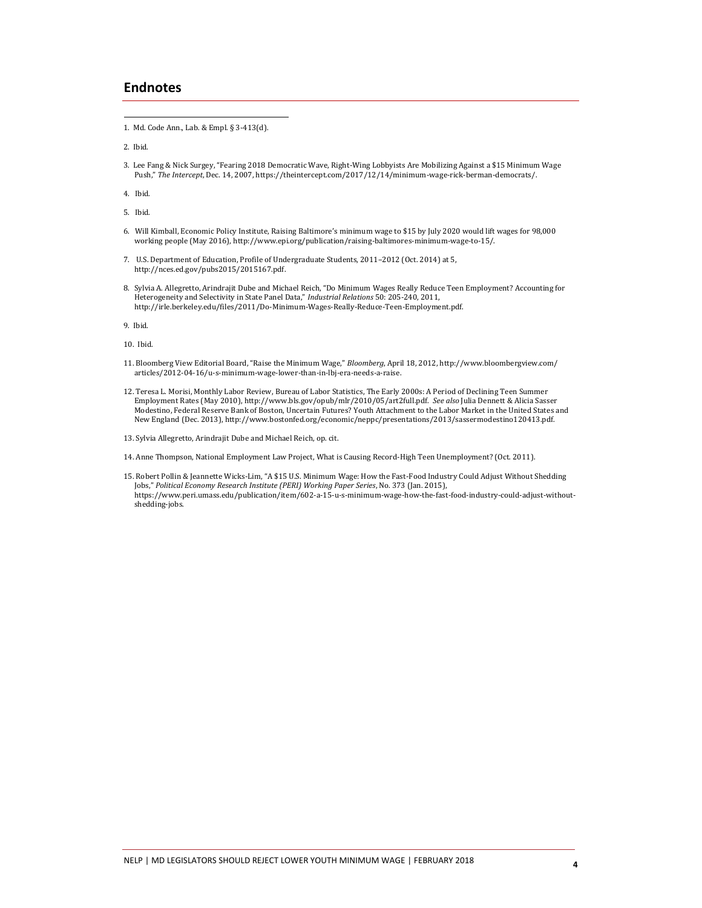## Endnotes

1. Md. Code Ann., Lab. & Empl. § 3-413(d).

2. Ibid.

3. Lee Fang & Nick Surgey, "Fearing 2018 Democratic Wave, Right-Wing Lobbyists Are Mobilizing Against a $15 Minimum Wage Push," *The Intercept*, Dec. 14, 2007, https://theintercept.com/2017/12/14/minimum-wage-rick-berman-democrats/.

4. Ibid.

5. Ibid.

6. Will Kimball, Economic Policy Institute, Raising Baltimore's minimum wage to $15 by July 2020 would lift wages for 98,000 working people (May 2016), http://www.epi.org/publication/raising-baltimores-minimum-wage-to-15/.

7. U.S. Department of Education, Profile of Undergraduate Students, 2011–2012 (Oct. 2014) at 5, http://nces.ed.gov/pubs2015/2015167.pdf.

8. Sylvia A. Allegretto, Arindrajit Dube and Michael Reich, "Do Minimum Wages Really Reduce Teen Employment? Accounting for Heterogeneity and Selectivity in State Panel Data," *Industrial Relations* 50: 205-240, 2011, http://irle.berkeley.edu/files/2011/Do-Minimum-Wages-Really-Reduce-Teen-Employment.pdf.

9. Ibid.

10. Ibid.

11. Bloomberg View Editorial Board, "Raise the Minimum Wage," *Bloomberg*, April 18, 2012, http://www.bloombergview.com/articles/2012-04-16/u-s-minimum-wage-lower-than-in-lbj-era-needs-a-raise.

12. Teresa L. Morisi, Monthly Labor Review, Bureau of Labor Statistics, The Early 2000s: A Period of Declining Teen Summer Employment Rates (May 2010), http://www.bls.gov/opub/mlr/2010/05/art2full.pdf. *See also* Julia Dennett & Alicia Sasser Modestino, Federal Reserve Bank of Boston, Uncertain Futures? Youth Attachment to the Labor Market in the United States and New England (Dec. 2013), http://www.bostonfed.org/economic/neppc/presentations/2013/sassermodestino120413.pdf.

13. Sylvia Allegretto, Arindrajit Dube and Michael Reich, op. cit.

14. Anne Thompson, National Employment Law Project, What is Causing Record-High Teen Unemployment? (Oct. 2011).

15. Robert Pollin & Jeannette Wicks-Lim, "A $15 U.S. Minimum Wage: How the Fast-Food Industry Could Adjust Without Shedding Jobs," *Political Economy Research Institute (PERI) Working Paper Series*, No. 373 (Jan. 2015), https://www.peri.umass.edu/publication/item/602-a-15-u-s-minimum-wage-how-the-fast-food-industry-could-adjust-without-shedding-jobs.